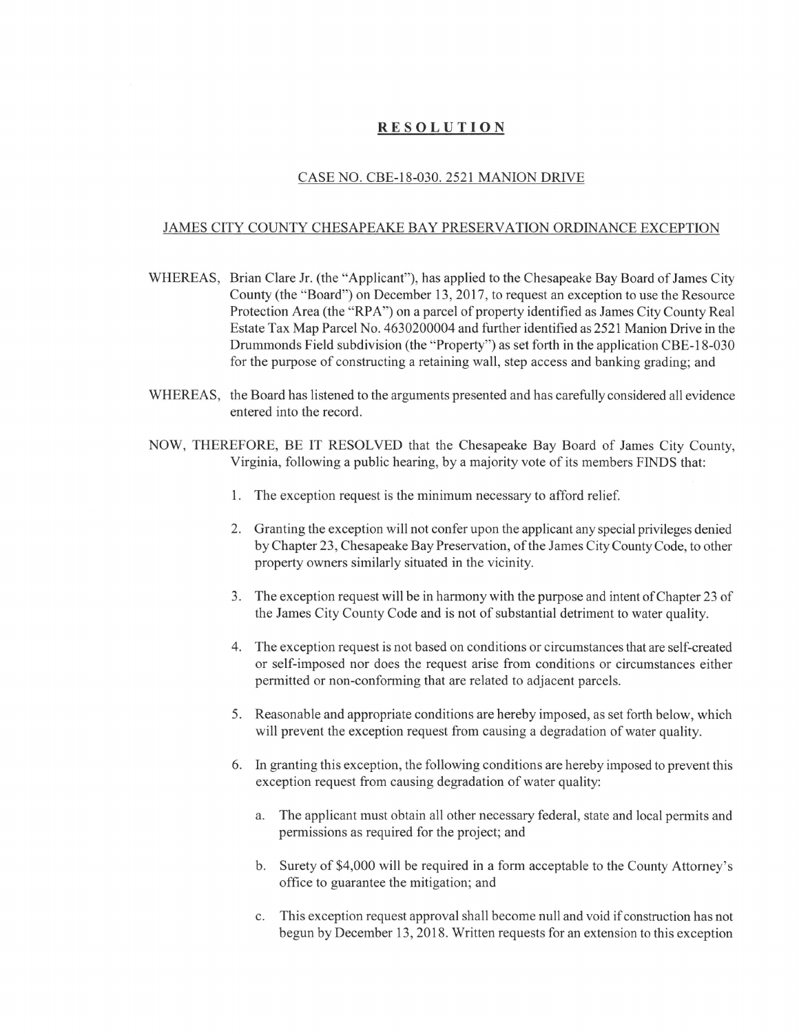# RESOLUTION

## CASE NO. CBE-18-030. 2521 MANION DRIVE

## JAMES CITY COUNTY CHESAPEAKE BAY PRESERVATION ORDINANCE EXCEPTION

WHEREAS, Brian Clare Jr. (the "Applicant"), has applied to the Chesapeake Bay Board of James City County (the "Board") on December 13, 2017, to request an exception to use the Resource Protection Area (the "RPA") on a parcel of property identified as James City County Real Estate Tax Map Parcel No. 4630200004 and further identified as 2521 Manion Drive in the Drummonds Field subdivision (the "Property") as set forth in the application CBE-18-030 for the purpose of constructing a retaining wall, step access and banking grading; and

WHEREAS, the Board has listened to the arguments presented and has carefully considered all evidence entered into the record.

NOW, THEREFORE, BE IT RESOLVED that the Chesapeake Bay Board of James City County, Virginia, following a public hearing, by a majority vote of its members FINDS that:

1. The exception request is the minimum necessary to afford relief.
2. Granting the exception will not confer upon the applicant any special privileges denied by Chapter 23, Chesapeake Bay Preservation, of the James City County Code, to other property owners similarly situated in the vicinity.
3. The exception request will be in harmony with the purpose and intent of Chapter 23 of the James City County Code and is not of substantial detriment to water quality.
4. The exception request is not based on conditions or circumstances that are self-created or self-imposed nor does the request arise from conditions or circumstances either permitted or non-conforming that are related to adjacent parcels.
5. Reasonable and appropriate conditions are hereby imposed, as set forth below, which will prevent the exception request from causing a degradation of water quality.
6. In granting this exception, the following conditions are hereby imposed to prevent this exception request from causing degradation of water quality:
   a. The applicant must obtain all other necessary federal, state and local permits and permissions as required for the project; and
   b. Surety of $4,000 will be required in a form acceptable to the County Attorney's office to guarantee the mitigation; and
   c. This exception request approval shall become null and void if construction has not begun by December 13, 2018. Written requests for an extension to this exception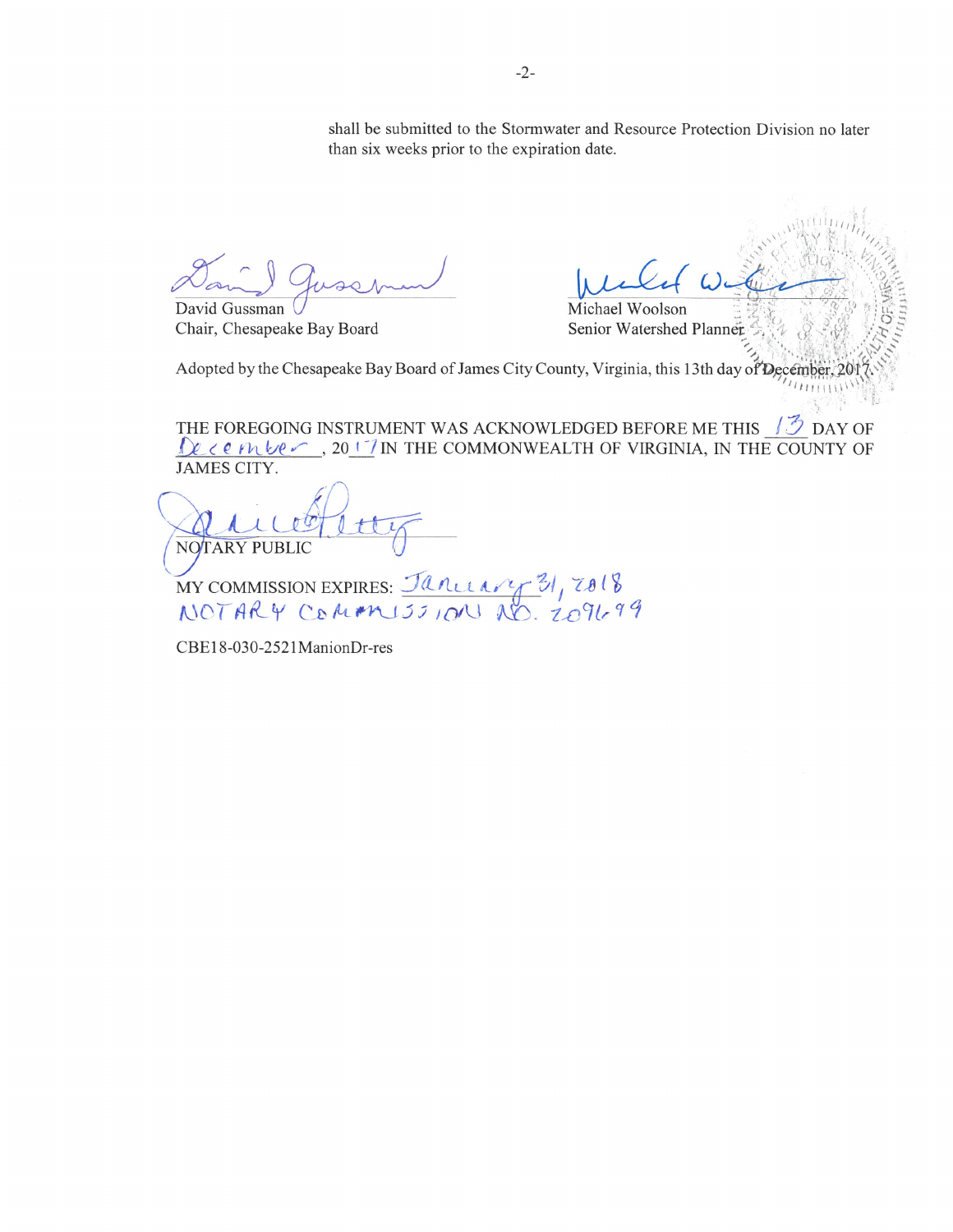shall be submitted to the Stormwater and Resource Protection Division no later than six weeks prior to the expiration date.

David Gussman
Chair, Chesapeake Bay Board

Michael Woolson
Senior Watershed Planner

Adopted by the Chesapeake Bay Board of James City County, Virginia, this 13th day of December, 2017.

THE FOREGOING INSTRUMENT WAS ACKNOWLEDGED BEFORE ME THIS 13 DAY OF December, 2017 IN THE COMMONWEALTH OF VIRGINIA, IN THE COUNTY OF JAMES CITY.

NOTARY PUBLIC

MY COMMISSION EXPIRES: January 31, 2018
NOTARY COMMISSION NO. 209699

CBE18-030-2521ManionDr-res